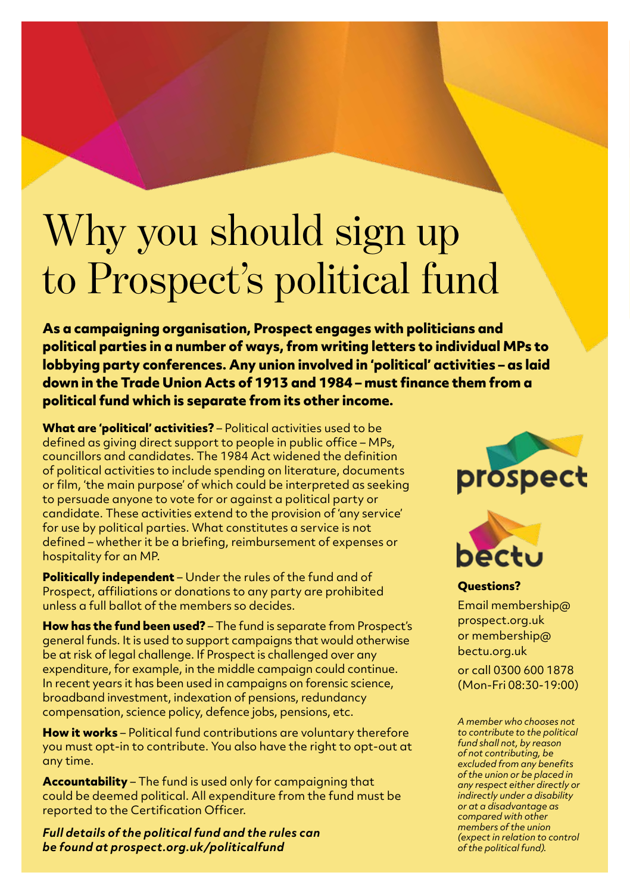# Why you should sign up to Prospect's political fund

**As a campaigning organisation, Prospect engages with politicians and political parties in a number of ways, from writing letters to individual MPs to lobbying party conferences. Any union involved in 'political' activities – as laid down in the Trade Union Acts of 1913 and 1984 – must finance them from a political fund which is separate from its other income.**

**What are 'political' activities?** – Political activities used to be defined as giving direct support to people in public office – MPs, councillors and candidates. The 1984 Act widened the definition of political activities to include spending on literature, documents or film, 'the main purpose' of which could be interpreted as seeking to persuade anyone to vote for or against a political party or candidate. These activities extend to the provision of 'any service' for use by political parties. What constitutes a service is not defined – whether it be a briefing, reimbursement of expenses or hospitality for an MP.

**Politically independent** – Under the rules of the fund and of Prospect, affiliations or donations to any party are prohibited unless a full ballot of the members so decides.

**How has the fund been used?** – The fund is separate from Prospect's general funds. It is used to support campaigns that would otherwise be at risk of legal challenge. If Prospect is challenged over any expenditure, for example, in the middle campaign could continue. In recent years it has been used in campaigns on forensic science, broadband investment, indexation of pensions, redundancy compensation, science policy, defence jobs, pensions, etc.

**How it works** – Political fund contributions are voluntary therefore you must opt-in to contribute. You also have the right to opt-out at any time.

**Accountability** – The fund is used only for campaigning that could be deemed political. All expenditure from the fund must be reported to the Certification Officer.

***Full details of the political fund and the rules can be found at prospect.org.uk/politicalfund***

prospect

bectu

**Questions?**

Email membership@prospect.org.uk or membership@bectu.org.uk

or call 0300 600 1878 (Mon-Fri 08:30-19:00)

*A member who chooses not to contribute to the political fund shall not, by reason of not contributing, be excluded from any benefits of the union or be placed in any respect either directly or indirectly under a disability or at a disadvantage as compared with other members of the union (expect in relation to control of the political fund).*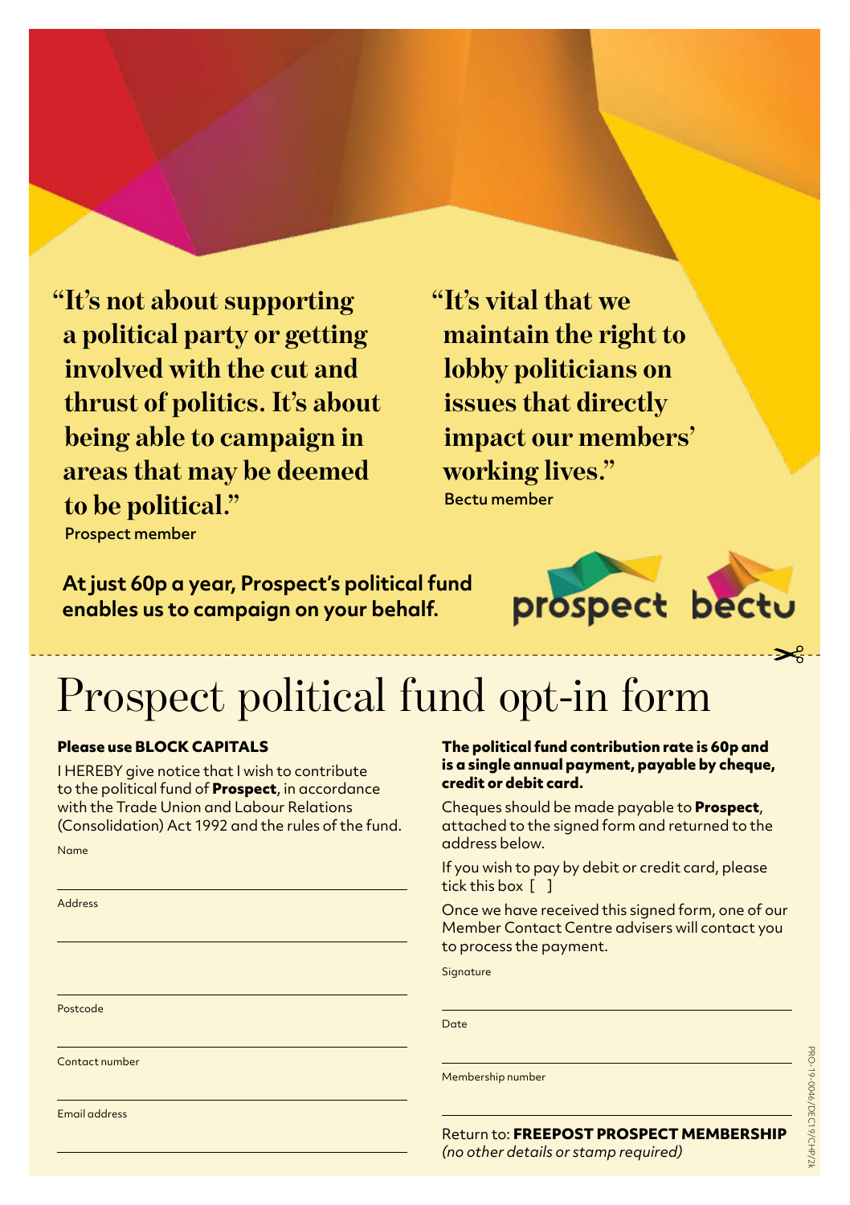**"It's not about supporting a political party or getting involved with the cut and thrust of politics. It's about being able to campaign in areas that may be deemed to be political."**

Prospect member

**"It's vital that we maintain the right to lobby politicians on issues that directly impact our members' working lives."**

Bectu member

**At just 60p a year, Prospect's political fund enables us to campaign on your behalf.**

prospect bectu

# Prospect political fund opt-in form

**Please use BLOCK CAPITALS**

I HEREBY give notice that I wish to contribute to the political fund of **Prospect**, in accordance with the Trade Union and Labour Relations (Consolidation) Act 1992 and the rules of the fund.

Name

Address

Postcode

Contact number

Email address

**The political fund contribution rate is 60p and is a single annual payment, payable by cheque, credit or debit card.**

Cheques should be made payable to **Prospect**, attached to the signed form and returned to the address below.

If you wish to pay by debit or credit card, please tick this box [ ]

Once we have received this signed form, one of our Member Contact Centre advisers will contact you to process the payment.

Signature

Date

Membership number

Return to: **FREEPOST PROSPECT MEMBERSHIP**
*(no other details or stamp required)*

PRO-19-0046/DEC19/CHP/2k